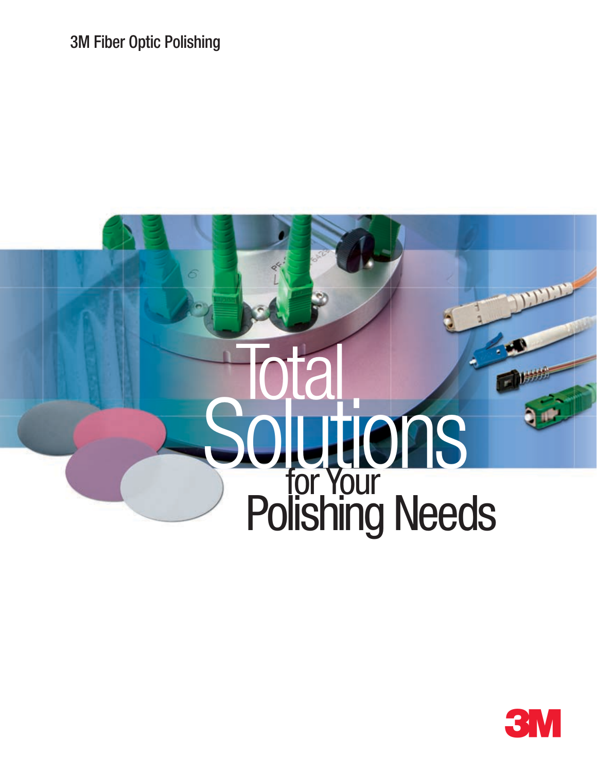3M Fiber Optic Polishing

# Total Solutions for Your Polishing Needs

3M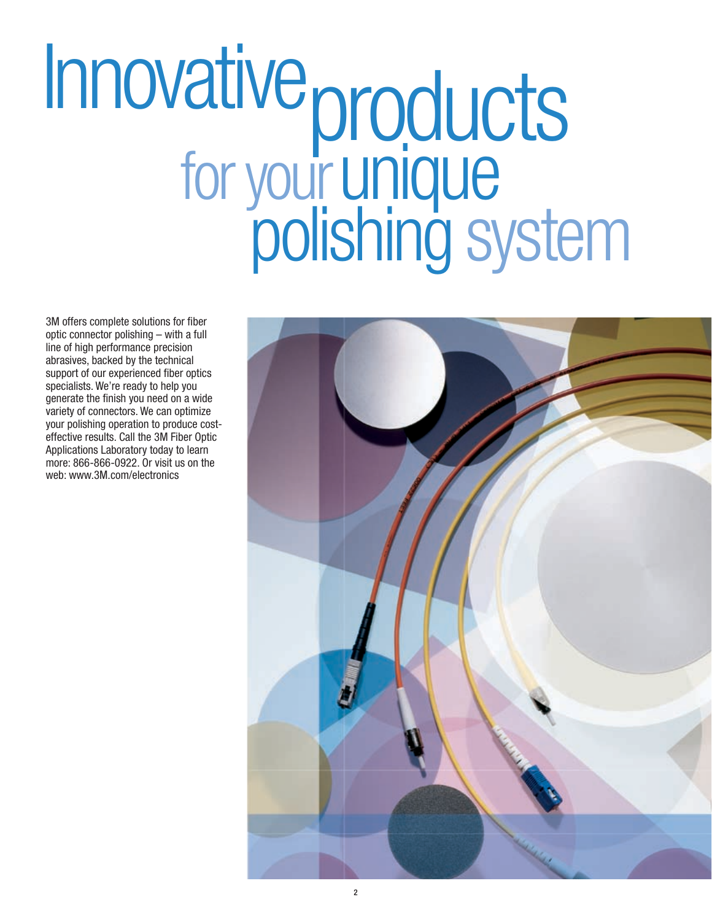# Innovative products for your unique polishing system

3M offers complete solutions for fiber optic connector polishing – with a full line of high performance precision abrasives, backed by the technical support of our experienced fiber optics specialists. We're ready to help you generate the finish you need on a wide variety of connectors. We can optimize your polishing operation to produce cost-effective results. Call the 3M Fiber Optic Applications Laboratory today to learn more: 866-866-0922. Or visit us on the web: www.3M.com/electronics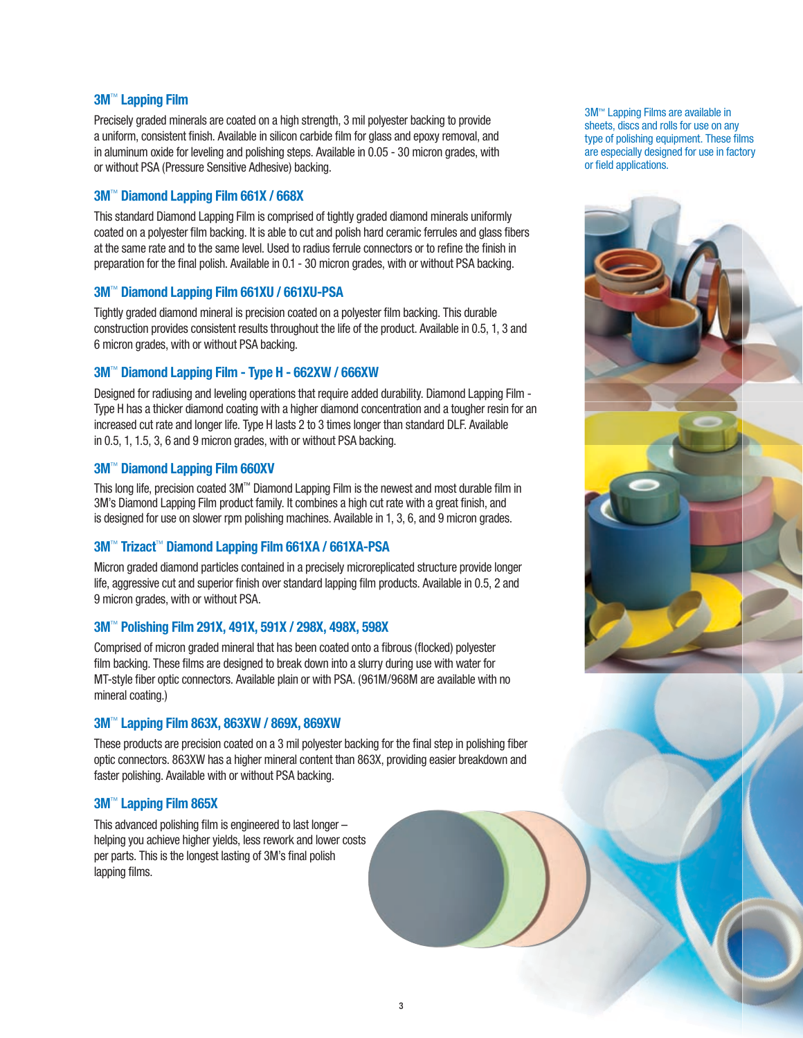### 3M™ Lapping Film

Precisely graded minerals are coated on a high strength, 3 mil polyester backing to provide a uniform, consistent finish. Available in silicon carbide film for glass and epoxy removal, and in aluminum oxide for leveling and polishing steps. Available in 0.05 - 30 micron grades, with or without PSA (Pressure Sensitive Adhesive) backing.

### 3M™ Diamond Lapping Film 661X / 668X

This standard Diamond Lapping Film is comprised of tightly graded diamond minerals uniformly coated on a polyester film backing. It is able to cut and polish hard ceramic ferrules and glass fibers at the same rate and to the same level. Used to radius ferrule connectors or to refine the finish in preparation for the final polish. Available in 0.1 - 30 micron grades, with or without PSA backing.

### 3M™ Diamond Lapping Film 661XU / 661XU-PSA

Tightly graded diamond mineral is precision coated on a polyester film backing. This durable construction provides consistent results throughout the life of the product. Available in 0.5, 1, 3 and 6 micron grades, with or without PSA backing.

### 3M™ Diamond Lapping Film - Type H - 662XW / 666XW

Designed for radiusing and leveling operations that require added durability. Diamond Lapping Film - Type H has a thicker diamond coating with a higher diamond concentration and a tougher resin for an increased cut rate and longer life. Type H lasts 2 to 3 times longer than standard DLF. Available in 0.5, 1, 1.5, 3, 6 and 9 micron grades, with or without PSA backing.

### 3M™ Diamond Lapping Film 660XV

This long life, precision coated 3M™ Diamond Lapping Film is the newest and most durable film in 3M's Diamond Lapping Film product family. It combines a high cut rate with a great finish, and is designed for use on slower rpm polishing machines. Available in 1, 3, 6, and 9 micron grades.

### 3M™ Trizact™ Diamond Lapping Film 661XA / 661XA-PSA

Micron graded diamond particles contained in a precisely microreplicated structure provide longer life, aggressive cut and superior finish over standard lapping film products. Available in 0.5, 2 and 9 micron grades, with or without PSA.

### 3M™ Polishing Film 291X, 491X, 591X / 298X, 498X, 598X

Comprised of micron graded mineral that has been coated onto a fibrous (flocked) polyester film backing. These films are designed to break down into a slurry during use with water for MT-style fiber optic connectors. Available plain or with PSA. (961M/968M are available with no mineral coating.)

### 3M™ Lapping Film 863X, 863XW / 869X, 869XW

These products are precision coated on a 3 mil polyester backing for the final step in polishing fiber optic connectors. 863XW has a higher mineral content than 863X, providing easier breakdown and faster polishing. Available with or without PSA backing.

### 3M™ Lapping Film 865X

This advanced polishing film is engineered to last longer – helping you achieve higher yields, less rework and lower costs per parts. This is the longest lasting of 3M's final polish lapping films.

3M™ Lapping Films are available in sheets, discs and rolls for use on any type of polishing equipment. These films are especially designed for use in factory or field applications.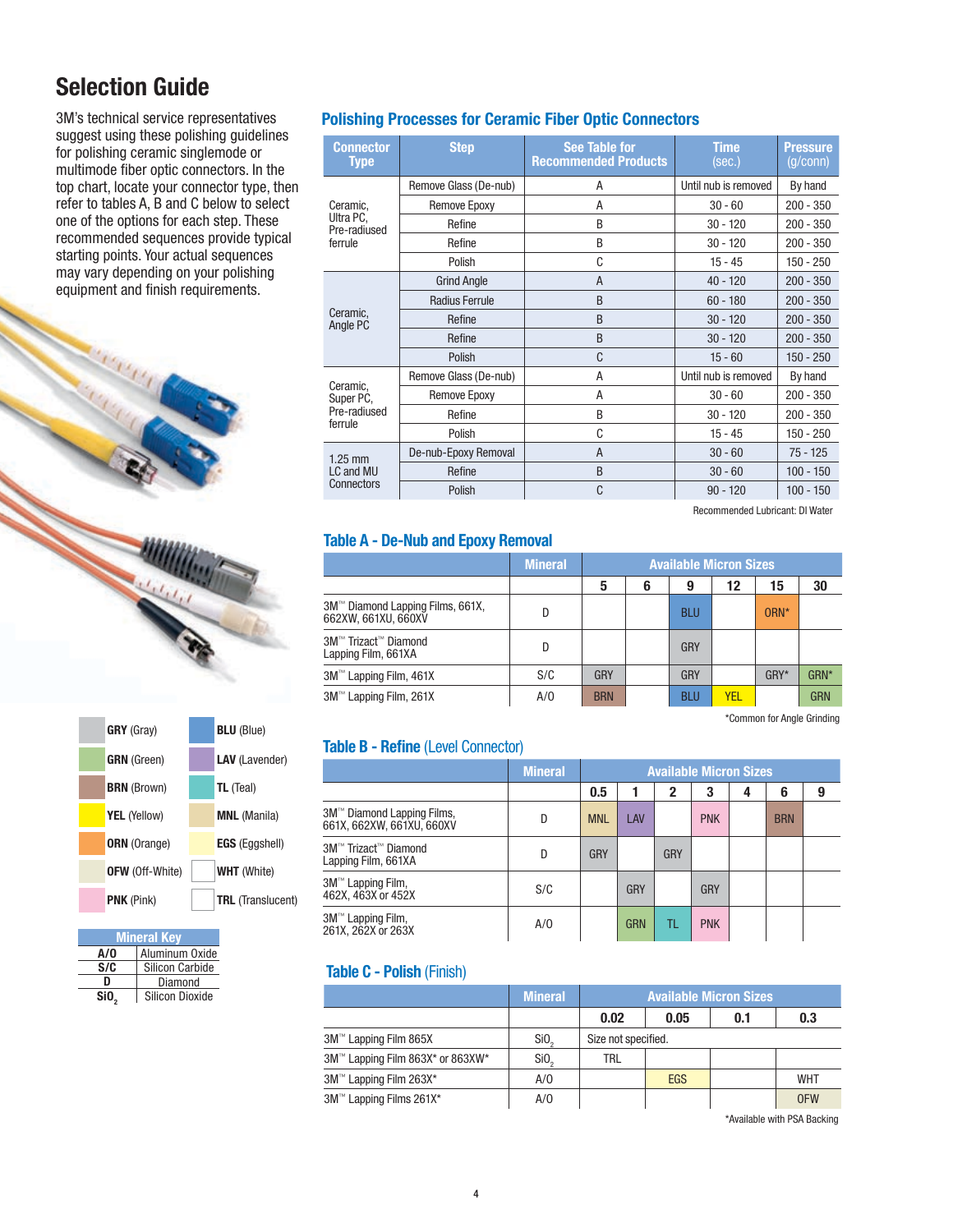# Selection Guide

3M's technical service representatives suggest using these polishing guidelines for polishing ceramic singlemode or multimode fiber optic connectors. In the top chart, locate your connector type, then refer to tables A, B and C below to select one of the options for each step. These recommended sequences provide typical starting points. Your actual sequences may vary depending on your polishing equipment and finish requirements.

## Polishing Processes for Ceramic Fiber Optic Connectors

| Connector Type | Step | See Table for Recommended Products | Time (sec.) | Pressure (g/conn) |
|---|---|---|---|---|
| Ceramic, Ultra PC, Pre-radiused ferrule | Remove Glass (De-nub) | A | Until nub is removed | By hand |
| | Remove Epoxy | A | 30 - 60 | 200 - 350 |
| | Refine | B | 30 - 120 | 200 - 350 |
| | Refine | B | 30 - 120 | 200 - 350 |
| | Polish | C | 15 - 45 | 150 - 250 |
| Ceramic, Angle PC | Grind Angle | A | 40 - 120 | 200 - 350 |
| | Radius Ferrule | B | 60 - 180 | 200 - 350 |
| | Refine | B | 30 - 120 | 200 - 350 |
| | Refine | B | 30 - 120 | 200 - 350 |
| | Polish | C | 15 - 60 | 150 - 250 |
| Ceramic, Super PC, Pre-radiused ferrule | Remove Glass (De-nub) | A | Until nub is removed | By hand |
| | Remove Epoxy | A | 30 - 60 | 200 - 350 |
| | Refine | B | 30 - 120 | 200 - 350 |
| | Polish | C | 15 - 45 | 150 - 250 |
| 1.25 mm LC and MU Connectors | De-nub-Epoxy Removal | A | 30 - 60 | 75 - 125 |
| | Refine | B | 30 - 60 | 100 - 150 |
| | Polish | C | 90 - 120 | 100 - 150 |

Recommended Lubricant: DI Water

## Table A - De-Nub and Epoxy Removal

| | Mineral | Available Micron Sizes | | | | | |
|---|---|---|---|---|---|---|---|
| | | 5 | 6 | 9 | 12 | 15 | 30 |
| 3M™ Diamond Lapping Films, 661X, 662XW, 661XU, 660XV | D | | | BLU | | ORN* | |
| 3M™ Trizact™ Diamond Lapping Film, 661XA | D | | | GRY | | | |
| 3M™ Lapping Film, 461X | S/C | GRY | | GRY | | GRY* | GRN* |
| 3M™ Lapping Film, 261X | A/O | BRN | | BLU | YEL | | GRN |

*Common for Angle Grinding

## Table B - Refine (Level Connector)

| | Mineral | Available Micron Sizes | | | | | | |
|---|---|---|---|---|---|---|---|---|
| | | 0.5 | 1 | 2 | 3 | 4 | 6 | 9 |
| 3M™ Diamond Lapping Films, 661X, 662XW, 661XU, 660XV | D | MNL | LAV | | PNK | | BRN | |
| 3M™ Trizact™ Diamond Lapping Film, 661XA | D | GRY | | GRY | | | | |
| 3M™ Lapping Film, 462X, 463X or 452X | S/C | | GRY | | GRY | | | |
| 3M™ Lapping Film, 261X, 262X or 263X | A/O | | GRN | TL | PNK | | | |

## Table C - Polish (Finish)

| | Mineral | Available Micron Sizes | | | |
|---|---|---|---|---|---|
| | | 0.02 | 0.05 | 0.1 | 0.3 |
| 3M™ Lapping Film 865X | $SiO_2$ | Size not specified. | | | |
| 3M™ Lapping Film 863X* or 863XW* | $SiO_2$ | TRL | | | |
| 3M™ Lapping Film 263X* | A/O | | EGS | | WHT |
| 3M™ Lapping Films 261X* | A/O | | | | OFW |

*Available with PSA Backing

| Color Key | |
|---|---|
| GRY (Gray) | BLU (Blue) |
| GRN (Green) | LAV (Lavender) |
| BRN (Brown) | TL (Teal) |
| YEL (Yellow) | MNL (Manila) |
| ORN (Orange) | EGS (Eggshell) |
| OFW (Off-White) | WHT (White) |
| PNK (Pink) | TRL (Translucent) |

| Mineral Key | |
|---|---|
| A/O | Aluminum Oxide |
| S/C | Silicon Carbide |
| D | Diamond |
| $SiO_2$ | Silicon Dioxide |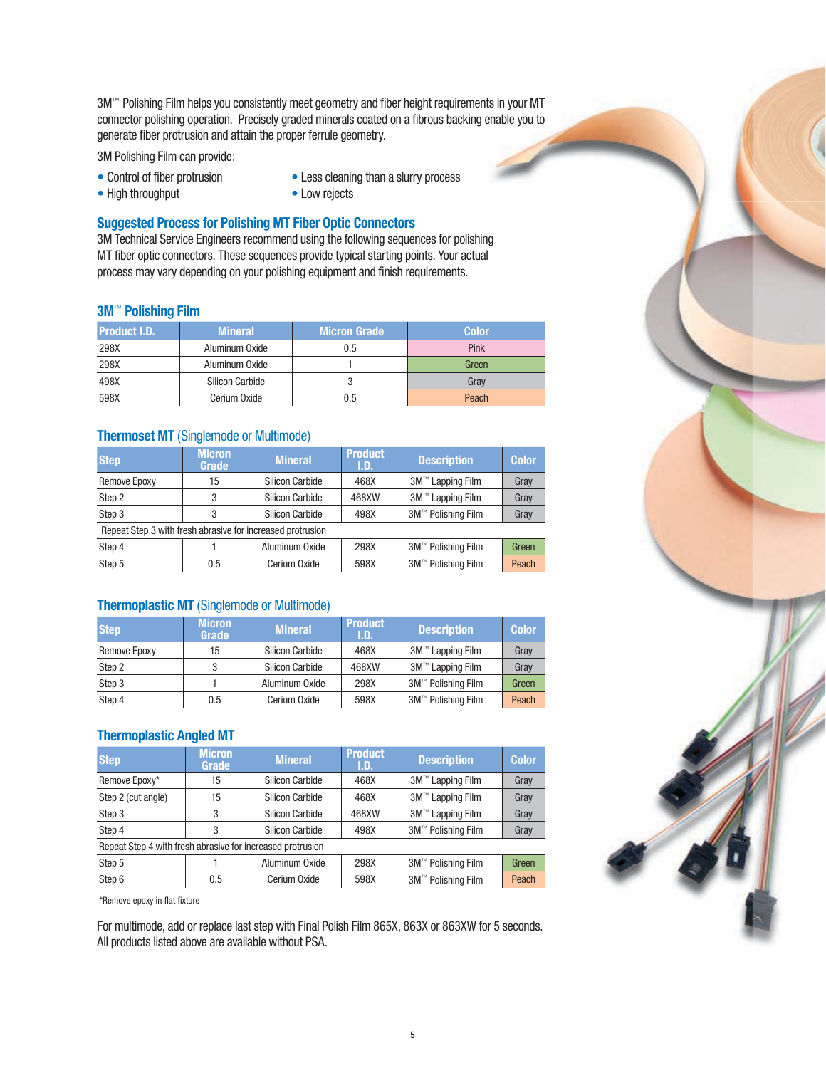3M™ Polishing Film helps you consistently meet geometry and fiber height requirements in your MT connector polishing operation. Precisely graded minerals coated on a fibrous backing enable you to generate fiber protrusion and attain the proper ferrule geometry.

3M Polishing Film can provide:

- Control of fiber protrusion
- High throughput
- Less cleaning than a slurry process
- Low rejects

## Suggested Process for Polishing MT Fiber Optic Connectors

3M Technical Service Engineers recommend using the following sequences for polishing MT fiber optic connectors. These sequences provide typical starting points. Your actual process may vary depending on your polishing equipment and finish requirements.

### 3M™ Polishing Film

| Product I.D. | Mineral | Micron Grade | Color |
|---|---|---|---|
| 298X | Aluminum Oxide | 0.5 | Pink |
| 298X | Aluminum Oxide | 1 | Green |
| 498X | Silicon Carbide | 3 | Gray |
| 598X | Cerium Oxide | 0.5 | Peach |

### Thermoset MT (Singlemode or Multimode)

| Step | Micron Grade | Mineral | Product I.D. | Description | Color |
|---|---|---|---|---|---|
| Remove Epoxy | 15 | Silicon Carbide | 468X | 3M™ Lapping Film | Gray |
| Step 2 | 3 | Silicon Carbide | 468XW | 3M™ Lapping Film | Gray |
| Step 3 | 3 | Silicon Carbide | 498X | 3M™ Polishing Film | Gray |
| Repeat Step 3 with fresh abrasive for increased protrusion | | | | | |
| Step 4 | 1 | Aluminum Oxide | 298X | 3M™ Polishing Film | Green |
| Step 5 | 0.5 | Cerium Oxide | 598X | 3M™ Polishing Film | Peach |

### Thermoplastic MT (Singlemode or Multimode)

| Step | Micron Grade | Mineral | Product I.D. | Description | Color |
|---|---|---|---|---|---|
| Remove Epoxy | 15 | Silicon Carbide | 468X | 3M™ Lapping Film | Gray |
| Step 2 | 3 | Silicon Carbide | 468XW | 3M™ Lapping Film | Gray |
| Step 3 | 1 | Aluminum Oxide | 298X | 3M™ Polishing Film | Green |
| Step 4 | 0.5 | Cerium Oxide | 598X | 3M™ Polishing Film | Peach |

### Thermoplastic Angled MT

| Step | Micron Grade | Mineral | Product I.D. | Description | Color |
|---|---|---|---|---|---|
| Remove Epoxy* | 15 | Silicon Carbide | 468X | 3M™ Lapping Film | Gray |
| Step 2 (cut angle) | 15 | Silicon Carbide | 468X | 3M™ Lapping Film | Gray |
| Step 3 | 3 | Silicon Carbide | 468XW | 3M™ Lapping Film | Gray |
| Step 4 | 3 | Silicon Carbide | 498X | 3M™ Polishing Film | Gray |
| Repeat Step 4 with fresh abrasive for increased protrusion | | | | | |
| Step 5 | 1 | Aluminum Oxide | 298X | 3M™ Polishing Film | Green |
| Step 6 | 0.5 | Cerium Oxide | 598X | 3M™ Polishing Film | Peach |

*Remove epoxy in flat fixture

For multimode, add or replace last step with Final Polish Film 865X, 863X or 863XW for 5 seconds. All products listed above are available without PSA.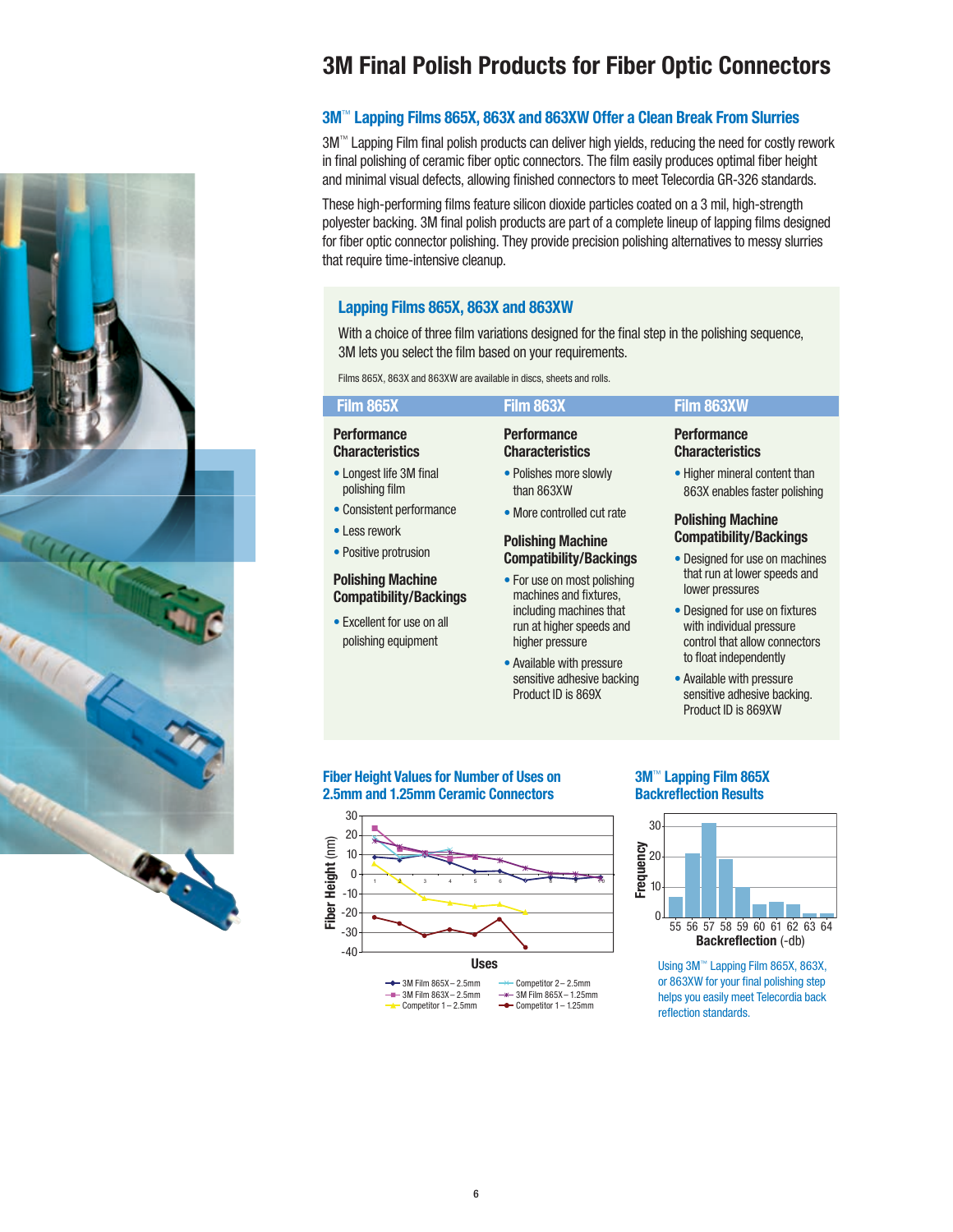# 3M Final Polish Products for Fiber Optic Connectors

## 3M™ Lapping Films 865X, 863X and 863XW Offer a Clean Break From Slurries

3M™ Lapping Film final polish products can deliver high yields, reducing the need for costly rework in final polishing of ceramic fiber optic connectors. The film easily produces optimal fiber height and minimal visual defects, allowing finished connectors to meet Telecordia GR-326 standards.

These high-performing films feature silicon dioxide particles coated on a 3 mil, high-strength polyester backing. 3M final polish products are part of a complete lineup of lapping films designed for fiber optic connector polishing. They provide precision polishing alternatives to messy slurries that require time-intensive cleanup.

## Lapping Films 865X, 863X and 863XW

With a choice of three film variations designed for the final step in the polishing sequence, 3M lets you select the film based on your requirements.

Films 865X, 863X and 863XW are available in discs, sheets and rolls.

### Film 865X

**Performance Characteristics**

- Longest life 3M final polishing film
- Consistent performance
- Less rework
- Positive protrusion

**Polishing Machine Compatibility/Backings**

- Excellent for use on all polishing equipment

### Film 863X

**Performance Characteristics**

- Polishes more slowly than 863XW
- More controlled cut rate

**Polishing Machine Compatibility/Backings**

- For use on most polishing machines and fixtures, including machines that run at higher speeds and higher pressure
- Available with pressure sensitive adhesive backing Product ID is 869X

### Film 863XW

**Performance Characteristics**

- Higher mineral content than 863X enables faster polishing

**Polishing Machine Compatibility/Backings**

- Designed for use on machines that run at lower speeds and lower pressures
- Designed for use on fixtures with individual pressure control that allow connectors to float independently
- Available with pressure sensitive adhesive backing. Product ID is 869XW

### Fiber Height Values for Number of Uses on 2.5mm and 1.25mm Ceramic Connectors

Fiber Height (nm) vs. Uses

Legend: 3M Film 865X – 2.5mm; 3M Film 863X – 2.5mm; Competitor 1 – 2.5mm; Competitor 2 – 2.5mm; 3M Film 865X – 1.25mm; Competitor 1 – 1.25mm

### 3M™ Lapping Film 865X Backreflection Results

Frequency vs. Backreflection (-db)

| Backreflection (-db) | 55 | 56 | 57 | 58 | 59 | 60 | 61 | 62 | 63 | 64 |
|---|---|---|---|---|---|---|---|---|---|---|
| Frequency | 7 | 21 | 31 | 19 | 10 | 4 | 5 | 4 | 1 | 1 |

Using 3M™ Lapping Film 865X, 863X, or 863XW for your final polishing step helps you easily meet Telecordia back reflection standards.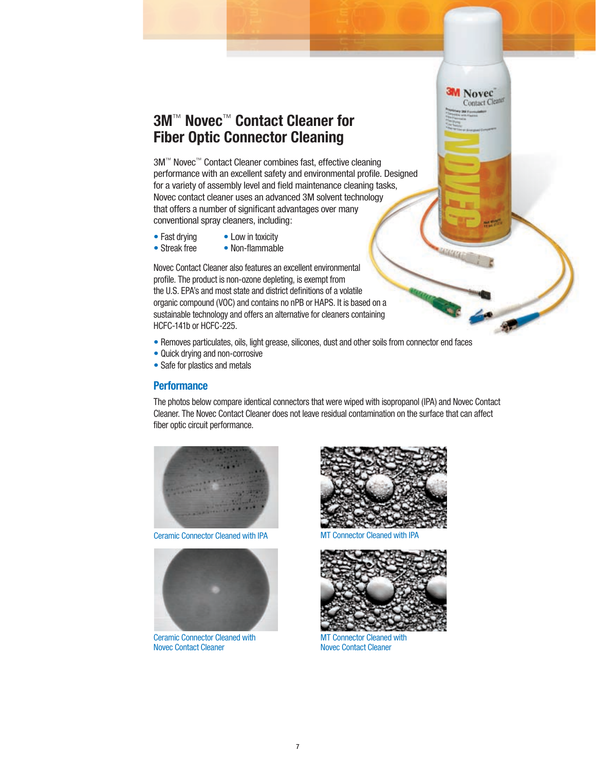# 3M™ Novec™ Contact Cleaner for Fiber Optic Connector Cleaning

3M™ Novec™ Contact Cleaner combines fast, effective cleaning performance with an excellent safety and environmental profile. Designed for a variety of assembly level and field maintenance cleaning tasks, Novec contact cleaner uses an advanced 3M solvent technology that offers a number of significant advantages over many conventional spray cleaners, including:

- Fast drying
- Streak free
- Low in toxicity
- Non-flammable

Novec Contact Cleaner also features an excellent environmental profile. The product is non-ozone depleting, is exempt from the U.S. EPA's and most state and district definitions of a volatile organic compound (VOC) and contains no nPB or HAPS. It is based on a sustainable technology and offers an alternative for cleaners containing HCFC-141b or HCFC-225.

- Removes particulates, oils, light grease, silicones, dust and other soils from connector end faces
- Quick drying and non-corrosive
- Safe for plastics and metals

## Performance

The photos below compare identical connectors that were wiped with isopropanol (IPA) and Novec Contact Cleaner. The Novec Contact Cleaner does not leave residual contamination on the surface that can affect fiber optic circuit performance.

Ceramic Connector Cleaned with IPA

MT Connector Cleaned with IPA

Ceramic Connector Cleaned with Novec Contact Cleaner

MT Connector Cleaned with Novec Contact Cleaner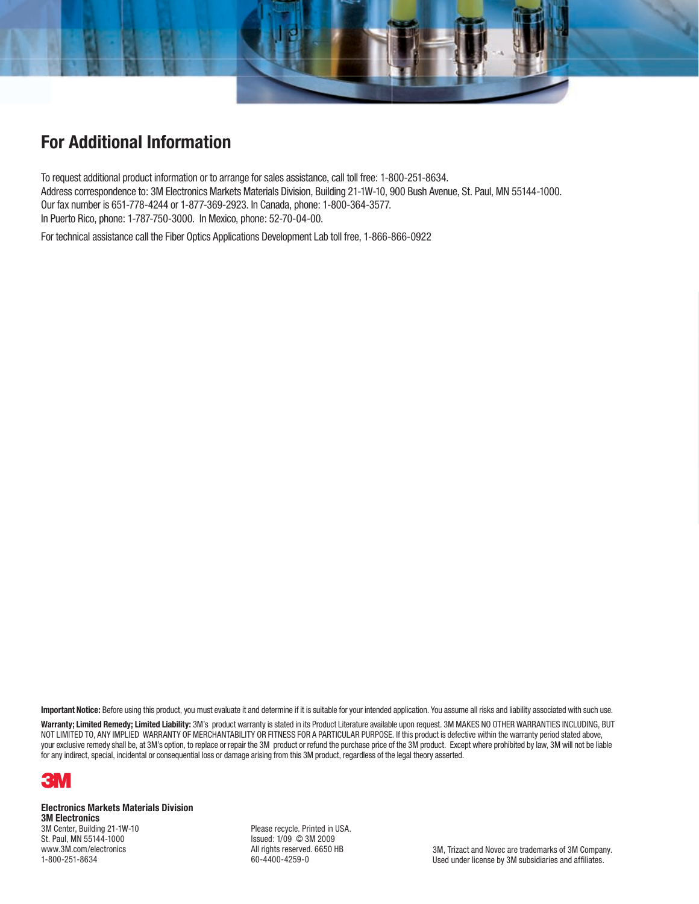## For Additional Information

To request additional product information or to arrange for sales assistance, call toll free: 1-800-251-8634.
Address correspondence to: 3M Electronics Markets Materials Division, Building 21-1W-10, 900 Bush Avenue, St. Paul, MN 55144-1000.
Our fax number is 651-778-4244 or 1-877-369-2923. In Canada, phone: 1-800-364-3577.
In Puerto Rico, phone: 1-787-750-3000. In Mexico, phone: 52-70-04-00.

For technical assistance call the Fiber Optics Applications Development Lab toll free, 1-866-866-0922

**Important Notice:** Before using this product, you must evaluate it and determine if it is suitable for your intended application. You assume all risks and liability associated with such use.

**Warranty; Limited Remedy; Limited Liability:** 3M's product warranty is stated in its Product Literature available upon request. 3M MAKES NO OTHER WARRANTIES INCLUDING, BUT NOT LIMITED TO, ANY IMPLIED WARRANTY OF MERCHANTABILITY OR FITNESS FOR A PARTICULAR PURPOSE. If this product is defective within the warranty period stated above, your exclusive remedy shall be, at 3M's option, to replace or repair the 3M product or refund the purchase price of the 3M product. Except where prohibited by law, 3M will not be liable for any indirect, special, incidental or consequential loss or damage arising from this 3M product, regardless of the legal theory asserted.

3M

**Electronics Markets Materials Division**
**3M Electronics**
3M Center, Building 21-1W-10
St. Paul, MN 55144-1000
www.3M.com/electronics
1-800-251-8634

Please recycle. Printed in USA.
Issued: 1/09 © 3M 2009
All rights reserved. 6650 HB
60-4400-4259-0

3M, Trizact and Novec are trademarks of 3M Company.
Used under license by 3M subsidiaries and affiliates.